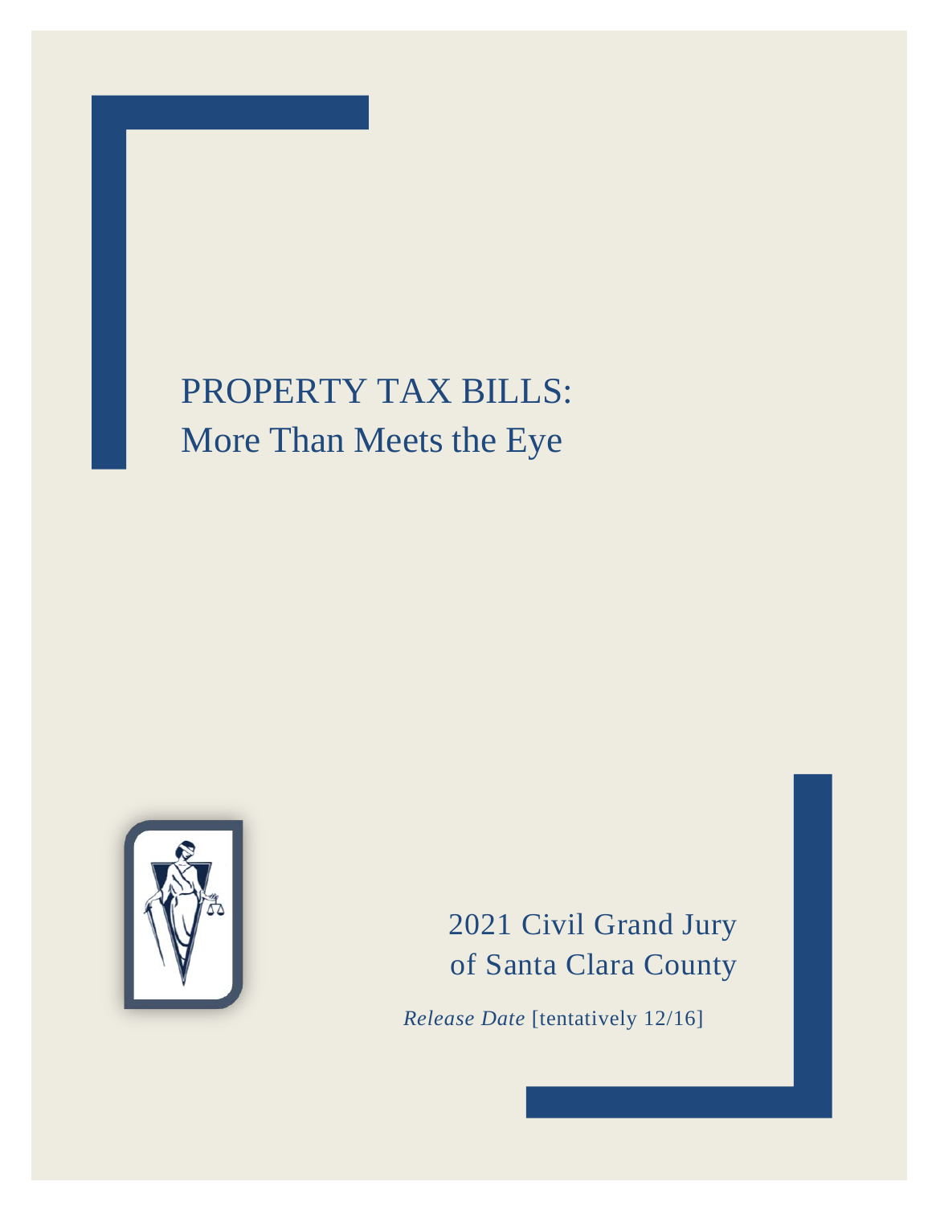# PROPERTY TAX BILLS:
## More Than Meets the Eye

2021 Civil Grand Jury
of Santa Clara County

*Release Date* [tentatively 12/16]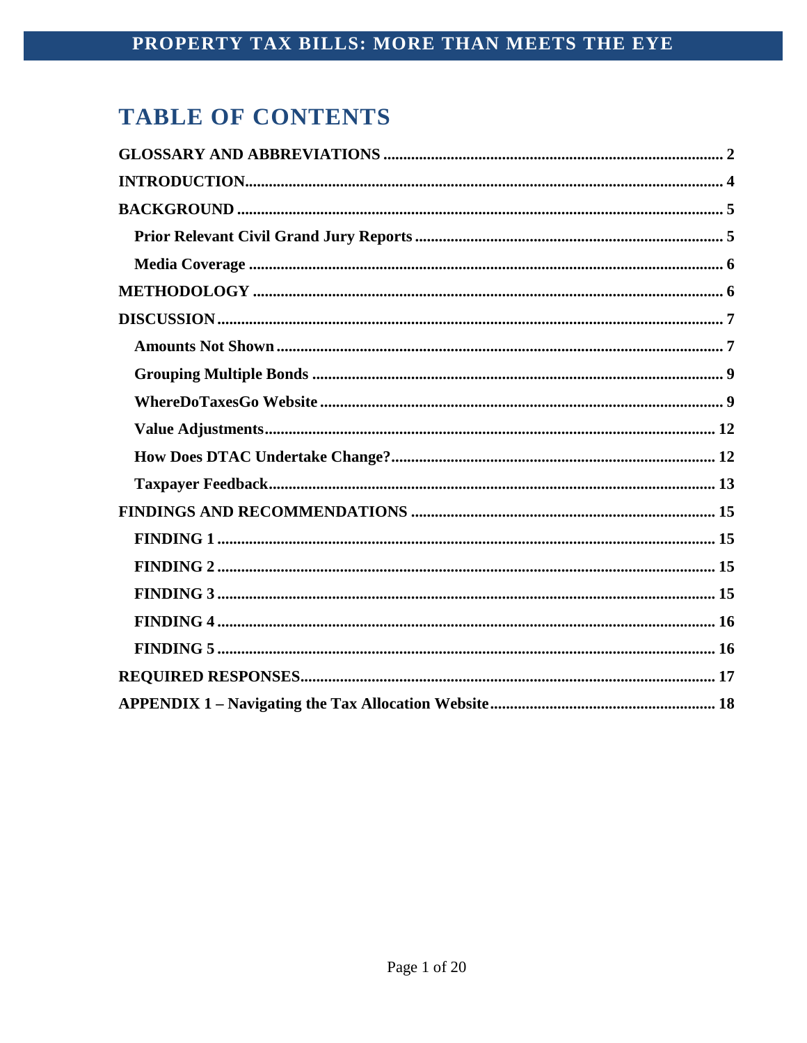# TABLE OF CONTENTS

**GLOSSARY AND ABBREVIATIONS** .... 2

**INTRODUCTION** .... 4

**BACKGROUND** .... 5

- **Prior Relevant Civil Grand Jury Reports** .... 5
- **Media Coverage** .... 6

**METHODOLOGY** .... 6

**DISCUSSION** .... 7

- **Amounts Not Shown** .... 7
- **Grouping Multiple Bonds** .... 9
- **WhereDoTaxesGo Website** .... 9
- **Value Adjustments** .... 12
- **How Does DTAC Undertake Change?** .... 12
- **Taxpayer Feedback** .... 13

**FINDINGS AND RECOMMENDATIONS** .... 15

- **FINDING 1** .... 15
- **FINDING 2** .... 15
- **FINDING 3** .... 15
- **FINDING 4** .... 16
- **FINDING 5** .... 16

**REQUIRED RESPONSES** .... 17

**APPENDIX 1 – Navigating the Tax Allocation Website** .... 18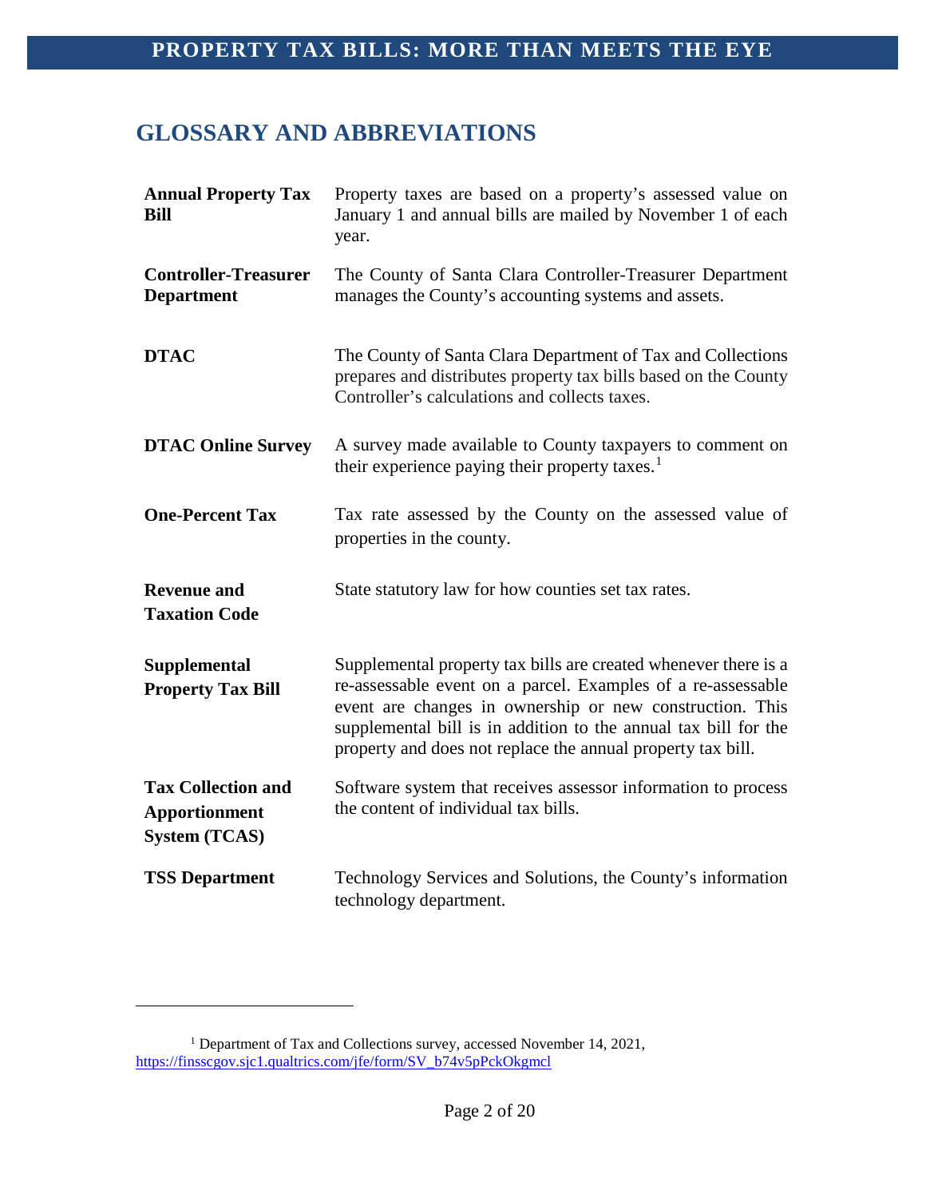## GLOSSARY AND ABBREVIATIONS

| | |
|---|---|
| **Annual Property Tax Bill** | Property taxes are based on a property's assessed value on January 1 and annual bills are mailed by November 1 of each year. |
| **Controller-Treasurer Department** | The County of Santa Clara Controller-Treasurer Department manages the County's accounting systems and assets. |
| **DTAC** | The County of Santa Clara Department of Tax and Collections prepares and distributes property tax bills based on the County Controller's calculations and collects taxes. |
| **DTAC Online Survey** | A survey made available to County taxpayers to comment on their experience paying their property taxes.[1] |
| **One-Percent Tax** | Tax rate assessed by the County on the assessed value of properties in the county. |
| **Revenue and Taxation Code** | State statutory law for how counties set tax rates. |
| **Supplemental Property Tax Bill** | Supplemental property tax bills are created whenever there is a re-assessable event on a parcel. Examples of a re-assessable event are changes in ownership or new construction. This supplemental bill is in addition to the annual tax bill for the property and does not replace the annual property tax bill. |
| **Tax Collection and Apportionment System (TCAS)** | Software system that receives assessor information to process the content of individual tax bills. |
| **TSS Department** | Technology Services and Solutions, the County's information technology department. |

[1] Department of Tax and Collections survey, accessed November 14, 2021, https://finsscgov.sjc1.qualtrics.com/jfe/form/SV_b74v5pPckOkgmcl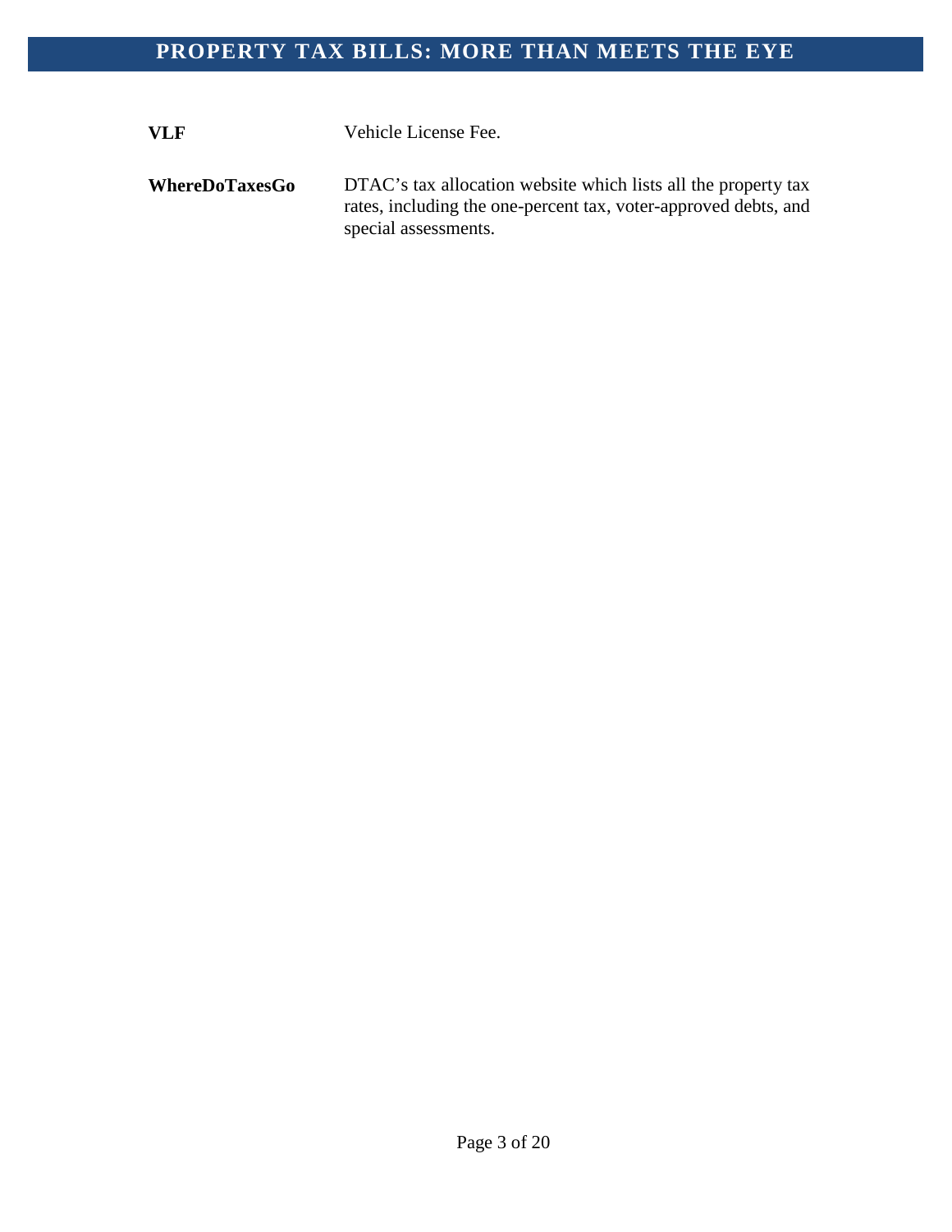**VLF** Vehicle License Fee.

**WhereDoTaxesGo** DTAC's tax allocation website which lists all the property tax rates, including the one-percent tax, voter-approved debts, and special assessments.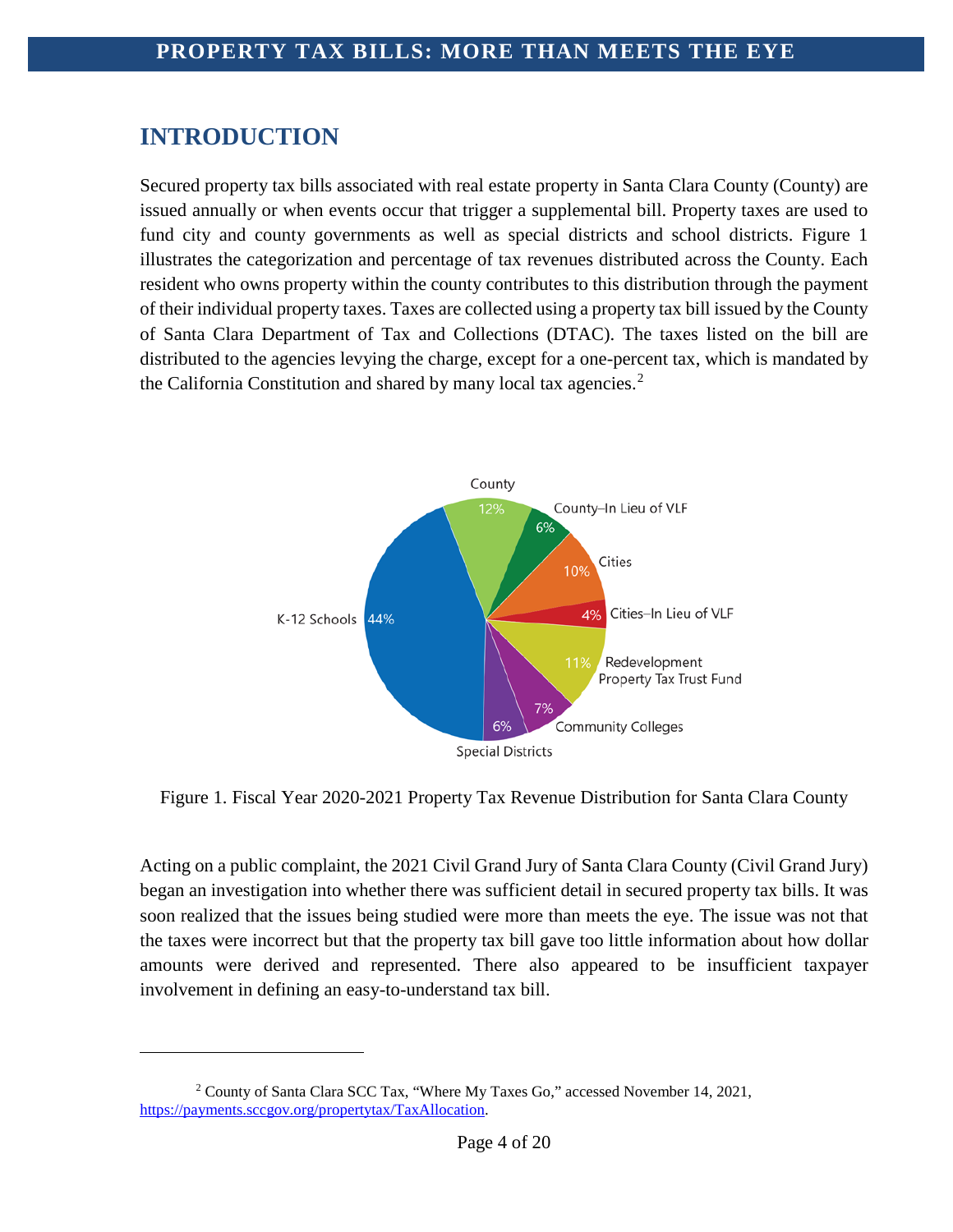## INTRODUCTION

Secured property tax bills associated with real estate property in Santa Clara County (County) are issued annually or when events occur that trigger a supplemental bill. Property taxes are used to fund city and county governments as well as special districts and school districts. Figure 1 illustrates the categorization and percentage of tax revenues distributed across the County. Each resident who owns property within the county contributes to this distribution through the payment of their individual property taxes. Taxes are collected using a property tax bill issued by the County of Santa Clara Department of Tax and Collections (DTAC). The taxes listed on the bill are distributed to the agencies levying the charge, except for a one-percent tax, which is mandated by the California Constitution and shared by many local tax agencies.[2]

Figure 1. Fiscal Year 2020-2021 Property Tax Revenue Distribution for Santa Clara County

Acting on a public complaint, the 2021 Civil Grand Jury of Santa Clara County (Civil Grand Jury) began an investigation into whether there was sufficient detail in secured property tax bills. It was soon realized that the issues being studied were more than meets the eye. The issue was not that the taxes were incorrect but that the property tax bill gave too little information about how dollar amounts were derived and represented. There also appeared to be insufficient taxpayer involvement in defining an easy-to-understand tax bill.

---

[2] County of Santa Clara SCC Tax, "Where My Taxes Go," accessed November 14, 2021, https://payments.sccgov.org/propertytax/TaxAllocation.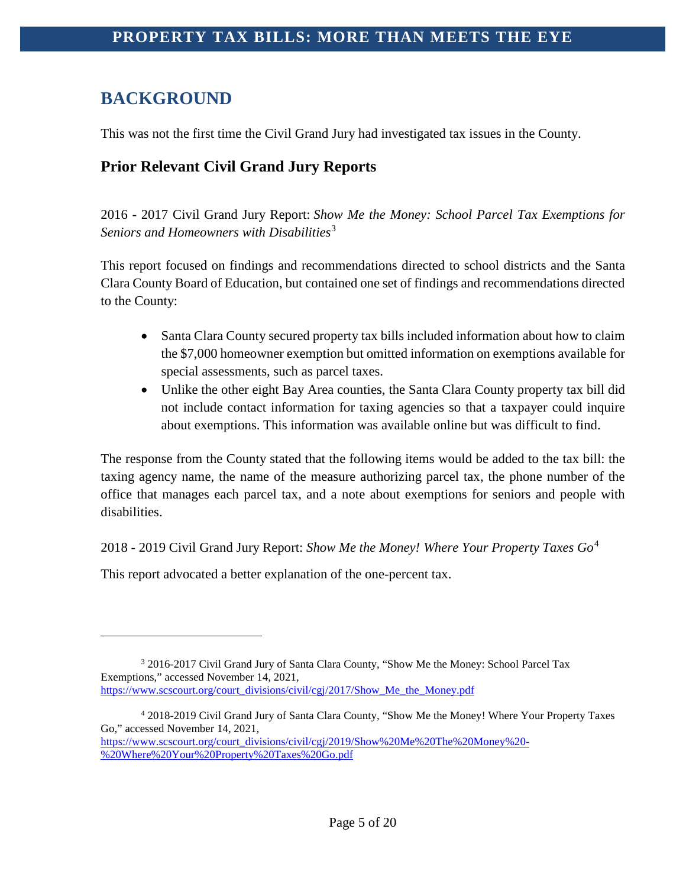## BACKGROUND

This was not the first time the Civil Grand Jury had investigated tax issues in the County.

### Prior Relevant Civil Grand Jury Reports

2016 - 2017 Civil Grand Jury Report: *Show Me the Money: School Parcel Tax Exemptions for Seniors and Homeowners with Disabilities*[3]

This report focused on findings and recommendations directed to school districts and the Santa Clara County Board of Education, but contained one set of findings and recommendations directed to the County:

- Santa Clara County secured property tax bills included information about how to claim the $7,000 homeowner exemption but omitted information on exemptions available for special assessments, such as parcel taxes.
- Unlike the other eight Bay Area counties, the Santa Clara County property tax bill did not include contact information for taxing agencies so that a taxpayer could inquire about exemptions. This information was available online but was difficult to find.

The response from the County stated that the following items would be added to the tax bill: the taxing agency name, the name of the measure authorizing parcel tax, the phone number of the office that manages each parcel tax, and a note about exemptions for seniors and people with disabilities.

2018 - 2019 Civil Grand Jury Report: *Show Me the Money! Where Your Property Taxes Go*[4]

This report advocated a better explanation of the one-percent tax.

---

[3] 2016-2017 Civil Grand Jury of Santa Clara County, "Show Me the Money: School Parcel Tax Exemptions," accessed November 14, 2021, https://www.scscourt.org/court_divisions/civil/cgj/2017/Show_Me_the_Money.pdf

[4] 2018-2019 Civil Grand Jury of Santa Clara County, "Show Me the Money! Where Your Property Taxes Go," accessed November 14, 2021, https://www.scscourt.org/court_divisions/civil/cgj/2019/Show%20Me%20The%20Money%20-%20Where%20Your%20Property%20Taxes%20Go.pdf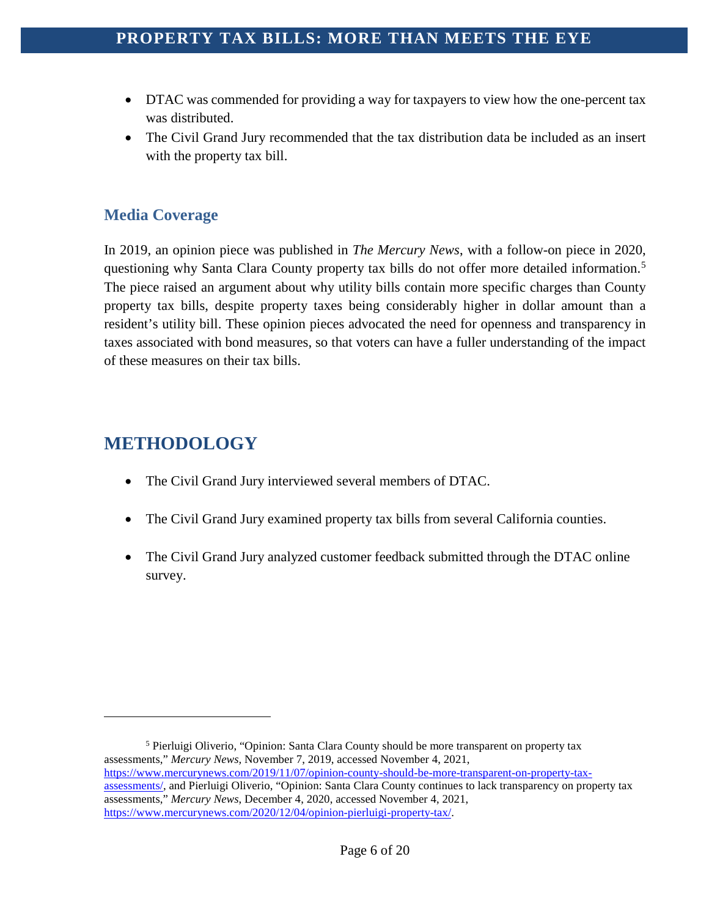- DTAC was commended for providing a way for taxpayers to view how the one-percent tax was distributed.
- The Civil Grand Jury recommended that the tax distribution data be included as an insert with the property tax bill.

### Media Coverage

In 2019, an opinion piece was published in *The Mercury News*, with a follow-on piece in 2020, questioning why Santa Clara County property tax bills do not offer more detailed information.[5] The piece raised an argument about why utility bills contain more specific charges than County property tax bills, despite property taxes being considerably higher in dollar amount than a resident's utility bill. These opinion pieces advocated the need for openness and transparency in taxes associated with bond measures, so that voters can have a fuller understanding of the impact of these measures on their tax bills.

## METHODOLOGY

- The Civil Grand Jury interviewed several members of DTAC.
- The Civil Grand Jury examined property tax bills from several California counties.
- The Civil Grand Jury analyzed customer feedback submitted through the DTAC online survey.

---

[5] Pierluigi Oliverio, "Opinion: Santa Clara County should be more transparent on property tax assessments," *Mercury News,* November 7, 2019, accessed November 4, 2021, https://www.mercurynews.com/2019/11/07/opinion-county-should-be-more-transparent-on-property-tax-assessments/, and Pierluigi Oliverio, "Opinion: Santa Clara County continues to lack transparency on property tax assessments," *Mercury News*, December 4, 2020, accessed November 4, 2021, https://www.mercurynews.com/2020/12/04/opinion-pierluigi-property-tax/.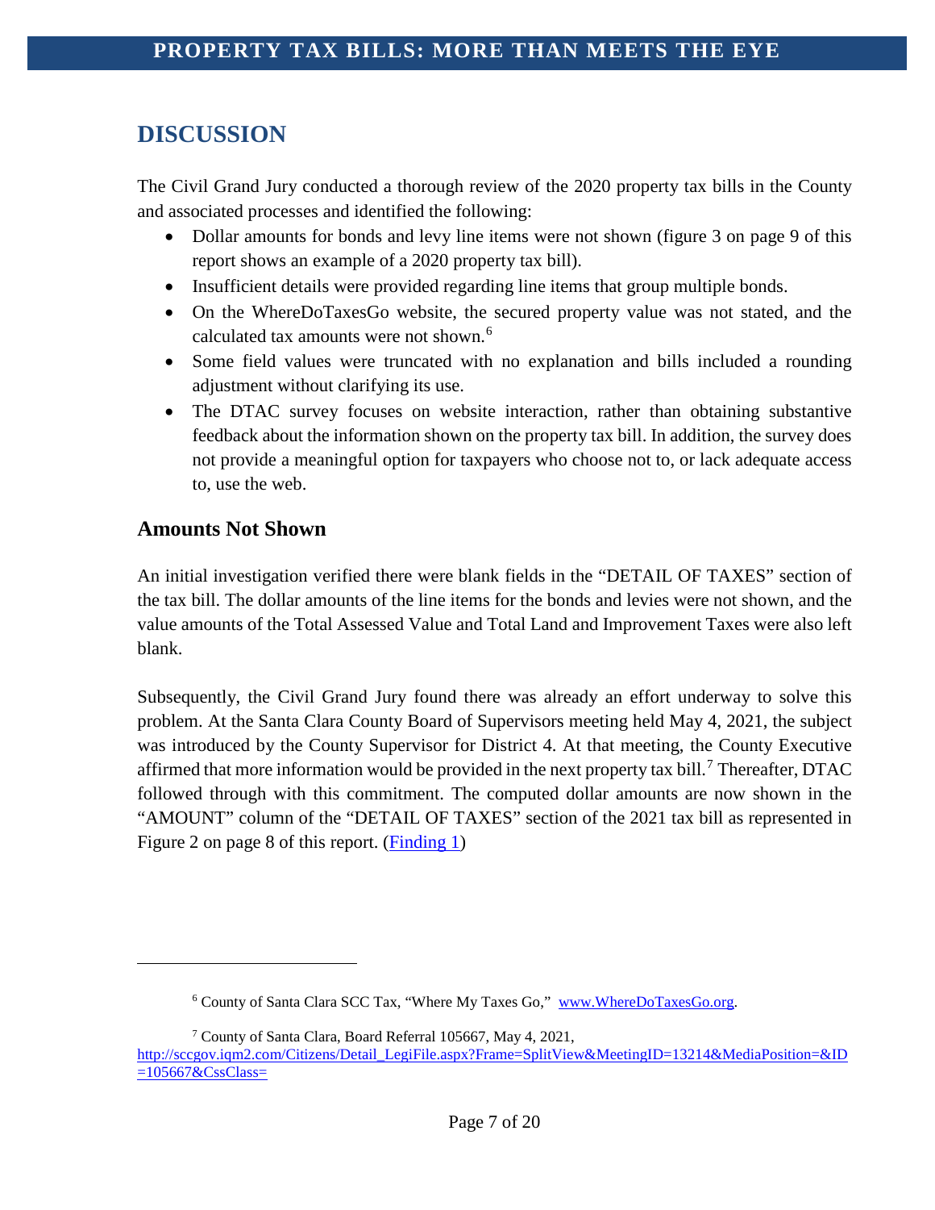## DISCUSSION

The Civil Grand Jury conducted a thorough review of the 2020 property tax bills in the County and associated processes and identified the following:

- Dollar amounts for bonds and levy line items were not shown (figure 3 on page 9 of this report shows an example of a 2020 property tax bill).
- Insufficient details were provided regarding line items that group multiple bonds.
- On the WhereDoTaxesGo website, the secured property value was not stated, and the calculated tax amounts were not shown.[6]
- Some field values were truncated with no explanation and bills included a rounding adjustment without clarifying its use.
- The DTAC survey focuses on website interaction, rather than obtaining substantive feedback about the information shown on the property tax bill. In addition, the survey does not provide a meaningful option for taxpayers who choose not to, or lack adequate access to, use the web.

### Amounts Not Shown

An initial investigation verified there were blank fields in the "DETAIL OF TAXES" section of the tax bill. The dollar amounts of the line items for the bonds and levies were not shown, and the value amounts of the Total Assessed Value and Total Land and Improvement Taxes were also left blank.

Subsequently, the Civil Grand Jury found there was already an effort underway to solve this problem. At the Santa Clara County Board of Supervisors meeting held May 4, 2021, the subject was introduced by the County Supervisor for District 4. At that meeting, the County Executive affirmed that more information would be provided in the next property tax bill.[7] Thereafter, DTAC followed through with this commitment. The computed dollar amounts are now shown in the "AMOUNT" column of the "DETAIL OF TAXES" section of the 2021 tax bill as represented in Figure 2 on page 8 of this report. (Finding 1)

---

[6] County of Santa Clara SCC Tax, "Where My Taxes Go," www.WhereDoTaxesGo.org.

[7] County of Santa Clara, Board Referral 105667, May 4, 2021, http://sccgov.iqm2.com/Citizens/Detail_LegiFile.aspx?Frame=SplitView&MeetingID=13214&MediaPosition=&ID=105667&CssClass=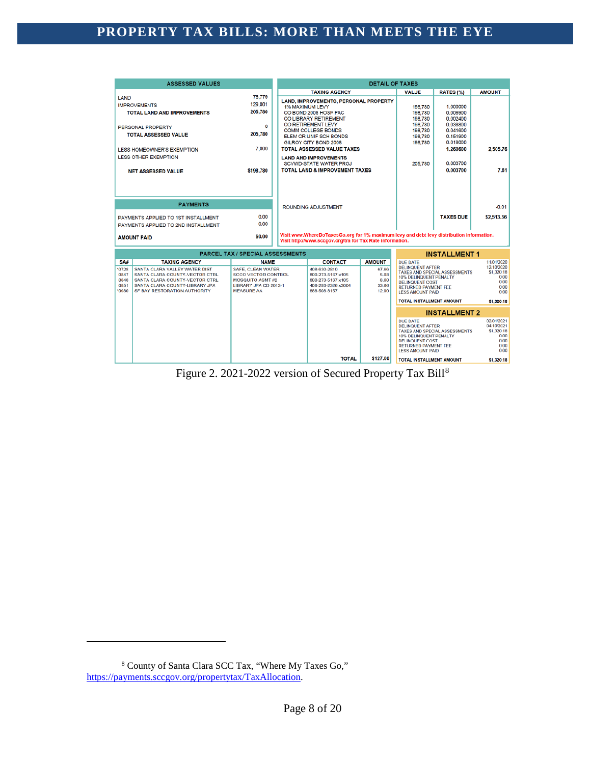**ASSESSED VALUES**

| | |
|---|---|
| LAND | 76,779 |
| IMPROVEMENTS | 129,001 |
| TOTAL LAND AND IMPROVEMENTS | 205,780 |
| PERSONAL PROPERTY | 0 |
| TOTAL ASSESSED VALUE | 205,780 |
| LESS HOMEOWNER'S EXEMPTION | 7,000 |
| LESS OTHER EXEMPTION | |
| NET ASSESSED VALUE | $198,780 |

**PAYMENTS**

| | |
|---|---|
| PAYMENTS APPLIED TO 1ST INSTALLMENT | 0.00 |
| PAYMENTS APPLIED TO 2ND INSTALLMENT | 0.00 |
| AMOUNT PAID | $0.00 |

**DETAIL OF TAXES**

| TAXING AGENCY | VALUE | RATES (%) | AMOUNT |
|---|---|---|---|
| LAND, IMPROVEMENTS, PERSONAL PROPERTY | | | |
| 1% MAXIMUM LEVY | 198,780 | 1.000000 | |
| CO BOND 2008 HOSP FAC | 198,780 | 0.006900 | |
| CO LIBRARY RETIREMENT | 198,780 | 0.002400 | |
| CO RETIREMENT LEVY | 198,780 | 0.038800 | |
| COMM COLLEGE BONDS | 198,780 | 0.041600 | |
| ELEM OR UNIF SCH BONDS | 198,780 | 0.151900 | |
| GILROY CITY BOND 2008 | 198,780 | 0.019000 | |
| TOTAL ASSESSED VALUE TAXES | | 1.260600 | 2,505.76 |
| LAND AND IMPROVEMENTS | | | |
| SCVWD-STATE WATER PROJ | 205,780 | 0.003700 | |
| TOTAL LAND & IMPROVEMENT TAXES | | 0.003700 | 7.61 |
| ROUNDING ADJUSTMENT | | | -0.01 |
| | | TAXES DUE | $2,513.36 |

Visit www.WhereDoTaxesGo.org for 1% maximum levy and debt levy distribution information.
Visit http://www.sccgov.org/tra for Tax Rate information.

**PARCEL TAX / SPECIAL ASSESSMENTS**

| SA# | TAXING AGENCY | NAME | CONTACT | AMOUNT |
|---|---|---|---|---|
| *0728 | SANTA CLARA VALLEY WATER DIST | SAFE, CLEAN WATER | 408-630-2810 | 67.66 |
| 0847 | SANTA CLARA COUNTY-VECTOR CTRL | SCCO VECTOR CONTROL | 800-273-5167 x105 | 5.08 |
| 0848 | SANTA CLARA COUNTY-VECTOR CTRL | MOSQUITO ASMT #2 | 800-273-5167 x105 | 8.80 |
| 0851 | SANTA CLARA COUNTY-LIBRARY JPA | LIBRARY JPA CD 2013-1 | 408-293-2326 x3004 | 33.66 |
| *0980 | SF BAY RESTORATION AUTHORITY | MEASURE AA | 888-508-8157 | 12.00 |
| | | | TOTAL | $127.00 |

**INSTALLMENT 1**

| | |
|---|---|
| DUE DATE | 11/01/2020 |
| DELINQUENT AFTER | 12/10/2020 |
| TAXES AND SPECIAL ASSESSMENTS | $1,320.18 |
| 10% DELINQUENT PENALTY | 0.00 |
| DELINQUENT COST | 0.00 |
| RETURNED PAYMENT FEE | 0.00 |
| LESS AMOUNT PAID | 0.00 |
| TOTAL INSTALLMENT AMOUNT | $1,320.18 |

**INSTALLMENT 2**

| | |
|---|---|
| DUE DATE | 02/01/2021 |
| DELINQUENT AFTER | 04/10/2021 |
| TAXES AND SPECIAL ASSESSMENTS | $1,320.18 |
| 10% DELINQUENT PENALTY | 0.00 |
| DELINQUENT COST | 0.00 |
| RETURNED PAYMENT FEE | 0.00 |
| LESS AMOUNT PAID | 0.00 |
| TOTAL INSTALLMENT AMOUNT | $1,320.18 |

Figure 2. 2021-2022 version of Secured Property Tax Bill[8]

---

[8] County of Santa Clara SCC Tax, "Where My Taxes Go," https://payments.sccgov.org/propertytax/TaxAllocation.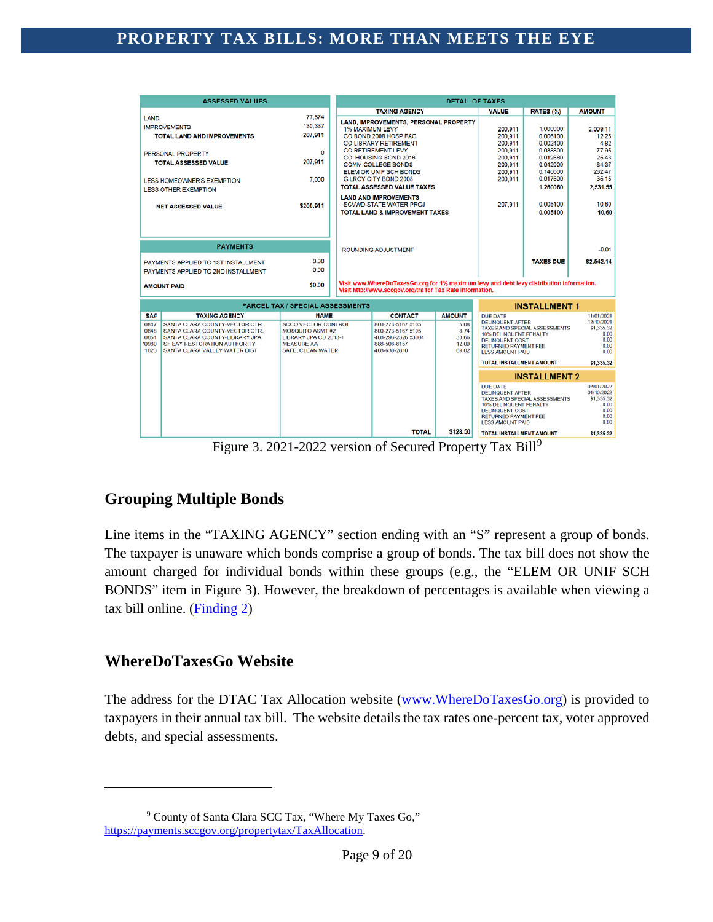## ASSESSED VALUES

| | |
|---|---|
| LAND | 77,574 |
| IMPROVEMENTS | 130,337 |
| TOTAL LAND AND IMPROVEMENTS | 207,911 |
| PERSONAL PROPERTY | 0 |
| TOTAL ASSESSED VALUE | 207,911 |
| LESS HOMEOWNER'S EXEMPTION | 7,000 |
| LESS OTHER EXEMPTION | |
| NET ASSESSED VALUE | $200,911 |

## DETAIL OF TAXES

| TAXING AGENCY | VALUE | RATES (%) | AMOUNT |
|---|---|---|---|
| LAND, IMPROVEMENTS, PERSONAL PROPERTY | | | |
| 1% MAXIMUM LEVY | 200,911 | 1.000000 | 2,009.11 |
| CO BOND 2008 HOSP FAC | 200,911 | 0.006100 | 12.25 |
| CO LIBRARY RETIREMENT | 200,911 | 0.002400 | 4.82 |
| CO RETIREMENT LEVY | 200,911 | 0.038800 | 77.95 |
| CO. HOUSING BOND 2016 | 200,911 | 0.012660 | 25.43 |
| COMM COLLEGE BONDS | 200,911 | 0.042000 | 84.37 |
| ELEM OR UNIF SCH BONDS | 200,911 | 0.140600 | 282.47 |
| GILROY CITY BOND 2008 | 200,911 | 0.017500 | 35.15 |
| TOTAL ASSESSED VALUE TAXES | | 1.260060 | 2,531.55 |
| LAND AND IMPROVEMENTS | | | |
| SCVWD-STATE WATER PROJ | 207,911 | 0.005100 | 10.60 |
| TOTAL LAND & IMPROVEMENT TAXES | | 0.005100 | 10.60 |
| ROUNDING ADJUSTMENT | | | -0.01 |
| | | TAXES DUE | $2,542.14 |

Visit www.WhereDoTaxesGo.org for 1% maximum levy and debt levy distribution information.
Visit http://www.sccgov.org/tra for Tax Rate information.

## PAYMENTS

| | |
|---|---|
| PAYMENTS APPLIED TO 1ST INSTALLMENT | 0.00 |
| PAYMENTS APPLIED TO 2ND INSTALLMENT | 0.00 |
| AMOUNT PAID | $0.00 |

## PARCEL TAX / SPECIAL ASSESSMENTS

| SA# | TAXING AGENCY | NAME | CONTACT | AMOUNT |
|---|---|---|---|---|
| 0847 | SANTA CLARA COUNTY-VECTOR CTRL | SCCO VECTOR CONTROL | 800-273-5167 x105 | 5.08 |
| 0848 | SANTA CLARA COUNTY-VECTOR CTRL | MOSQUITO ASMT #2 | 800-273-5167 x105 | 8.74 |
| 0851 | SANTA CLARA COUNTY-LIBRARY JPA | LIBRARY JPA CD 2013-1 | 408-293-2326 x3004 | 33.66 |
| *0980 | SF BAY RESTORATION AUTHORITY | MEASURE AA | 888-508-8157 | 12.00 |
| 1023 | SANTA CLARA VALLEY WATER DIST | SAFE, CLEAN WATER | 408-630-2810 | 69.02 |
| | | | TOTAL | $128.50 |

## INSTALLMENT 1

| | |
|---|---|
| DUE DATE | 11/01/2021 |
| DELINQUENT AFTER | 12/10/2021 |
| TAXES AND SPECIAL ASSESSMENTS | $1,335.32 |
| 10% DELINQUENT PENALTY | 0.00 |
| DELINQUENT COST | 0.00 |
| RETURNED PAYMENT FEE | 0.00 |
| LESS AMOUNT PAID | 0.00 |
| TOTAL INSTALLMENT AMOUNT | $1,335.32 |

## INSTALLMENT 2

| | |
|---|---|
| DUE DATE | 02/01/2022 |
| DELINQUENT AFTER | 04/10/2022 |
| TAXES AND SPECIAL ASSESSMENTS | $1,335.32 |
| 10% DELINQUENT PENALTY | 0.00 |
| DELINQUENT COST | 0.00 |
| RETURNED PAYMENT FEE | 0.00 |
| LESS AMOUNT PAID | 0.00 |
| TOTAL INSTALLMENT AMOUNT | $1,335.32 |

Figure 3. 2021-2022 version of Secured Property Tax Bill[9]

## Grouping Multiple Bonds

Line items in the "TAXING AGENCY" section ending with an "S" represent a group of bonds. The taxpayer is unaware which bonds comprise a group of bonds. The tax bill does not show the amount charged for individual bonds within these groups (e.g., the "ELEM OR UNIF SCH BONDS" item in Figure 3). However, the breakdown of percentages is available when viewing a tax bill online. (Finding 2)

## WhereDoTaxesGo Website

The address for the DTAC Tax Allocation website (www.WhereDoTaxesGo.org) is provided to taxpayers in their annual tax bill. The website details the tax rates one-percent tax, voter approved debts, and special assessments.

---

[9] County of Santa Clara SCC Tax, "Where My Taxes Go," https://payments.sccgov.org/propertytax/TaxAllocation.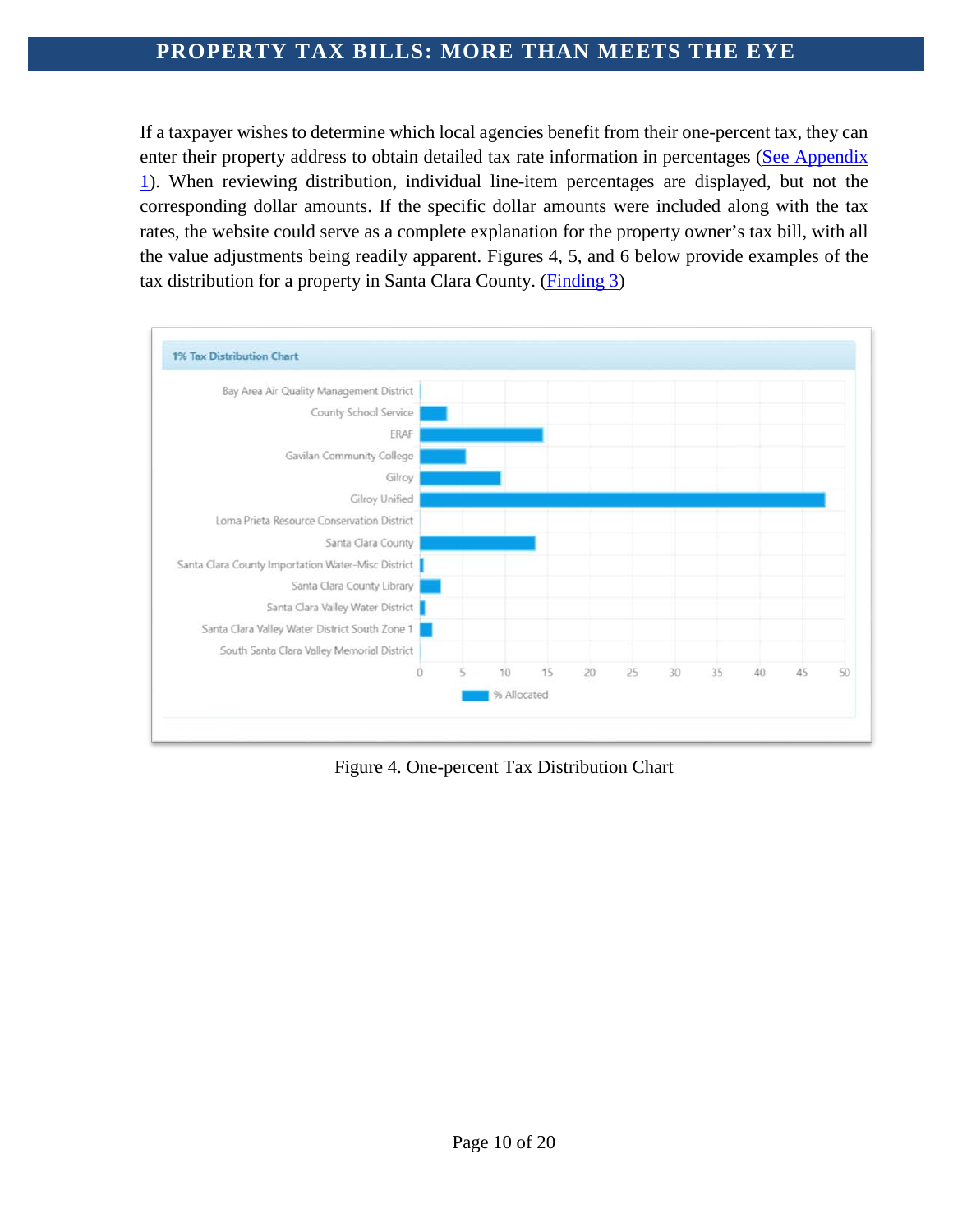If a taxpayer wishes to determine which local agencies benefit from their one-percent tax, they can enter their property address to obtain detailed tax rate information in percentages (See Appendix 1). When reviewing distribution, individual line-item percentages are displayed, but not the corresponding dollar amounts. If the specific dollar amounts were included along with the tax rates, the website could serve as a complete explanation for the property owner's tax bill, with all the value adjustments being readily apparent. Figures 4, 5, and 6 below provide examples of the tax distribution for a property in Santa Clara County. (Finding 3)

Figure 4. One-percent Tax Distribution Chart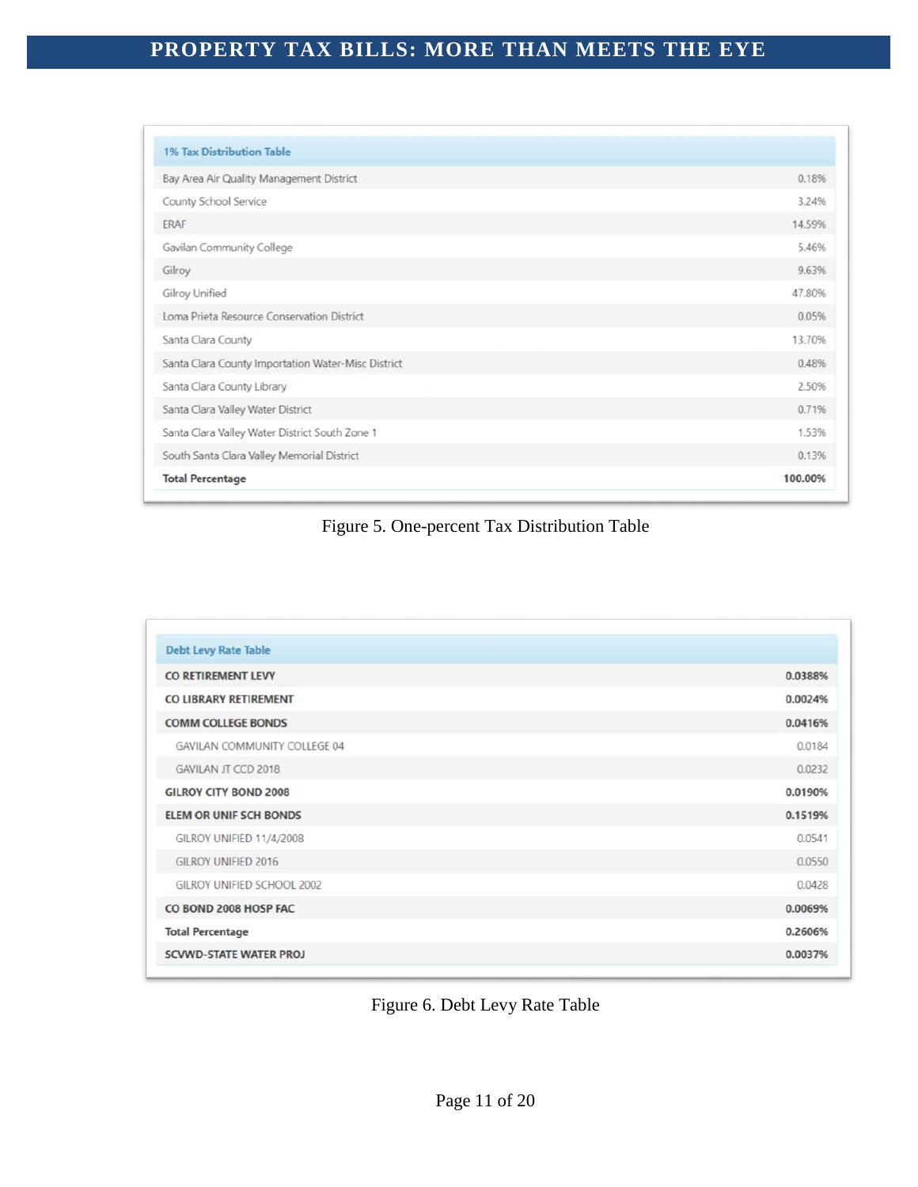| 1% Tax Distribution Table | |
|---|---|
| Bay Area Air Quality Management District | 0.18% |
| County School Service | 3.24% |
| ERAF | 14.59% |
| Gavilan Community College | 5.46% |
| Gilroy | 9.63% |
| Gilroy Unified | 47.80% |
| Loma Prieta Resource Conservation District | 0.05% |
| Santa Clara County | 13.70% |
| Santa Clara County Importation Water-Misc District | 0.48% |
| Santa Clara County Library | 2.50% |
| Santa Clara Valley Water District | 0.71% |
| Santa Clara Valley Water District South Zone 1 | 1.53% |
| South Santa Clara Valley Memorial District | 0.13% |
| **Total Percentage** | **100.00%** |

Figure 5. One-percent Tax Distribution Table

| Debt Levy Rate Table | |
|---|---|
| **CO RETIREMENT LEVY** | **0.0388%** |
| **CO LIBRARY RETIREMENT** | **0.0024%** |
| **COMM COLLEGE BONDS** | **0.0416%** |
| GAVILAN COMMUNITY COLLEGE 04 | 0.0184 |
| GAVILAN JT CCD 2018 | 0.0232 |
| **GILROY CITY BOND 2008** | **0.0190%** |
| **ELEM OR UNIF SCH BONDS** | **0.1519%** |
| GILROY UNIFIED 11/4/2008 | 0.0541 |
| GILROY UNIFIED 2016 | 0.0550 |
| GILROY UNIFIED SCHOOL 2002 | 0.0428 |
| **CO BOND 2008 HOSP FAC** | **0.0069%** |
| **Total Percentage** | **0.2606%** |
| **SCVWD-STATE WATER PROJ** | **0.0037%** |

Figure 6. Debt Levy Rate Table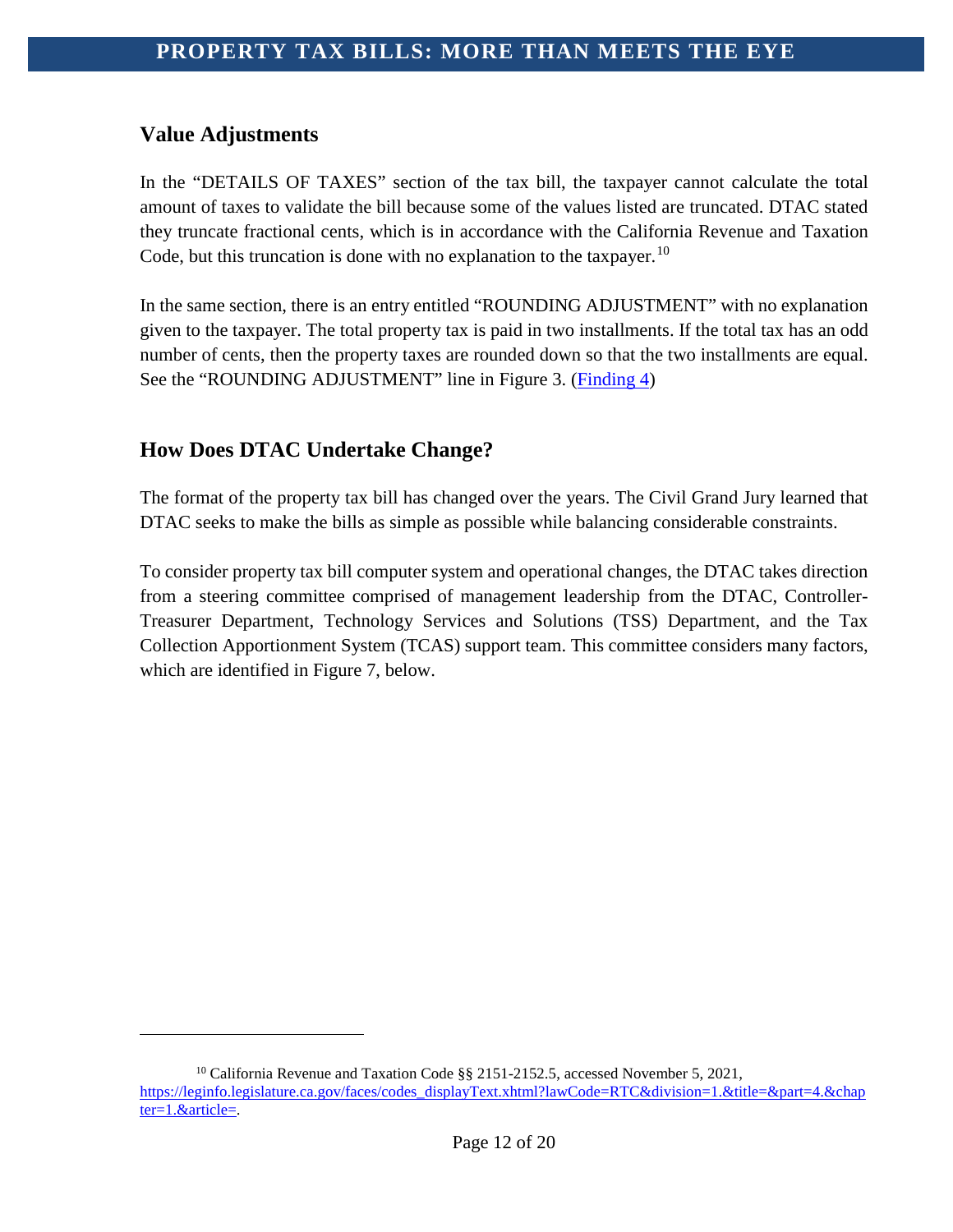## Value Adjustments

In the "DETAILS OF TAXES" section of the tax bill, the taxpayer cannot calculate the total amount of taxes to validate the bill because some of the values listed are truncated. DTAC stated they truncate fractional cents, which is in accordance with the California Revenue and Taxation Code, but this truncation is done with no explanation to the taxpayer.[10]

In the same section, there is an entry entitled "ROUNDING ADJUSTMENT" with no explanation given to the taxpayer. The total property tax is paid in two installments. If the total tax has an odd number of cents, then the property taxes are rounded down so that the two installments are equal. See the "ROUNDING ADJUSTMENT" line in Figure 3. (Finding 4)

## How Does DTAC Undertake Change?

The format of the property tax bill has changed over the years. The Civil Grand Jury learned that DTAC seeks to make the bills as simple as possible while balancing considerable constraints.

To consider property tax bill computer system and operational changes, the DTAC takes direction from a steering committee comprised of management leadership from the DTAC, Controller-Treasurer Department, Technology Services and Solutions (TSS) Department, and the Tax Collection Apportionment System (TCAS) support team. This committee considers many factors, which are identified in Figure 7, below.

---

[10] California Revenue and Taxation Code §§ 2151-2152.5, accessed November 5, 2021, https://leginfo.legislature.ca.gov/faces/codes_displayText.xhtml?lawCode=RTC&division=1.&title=&part=4.&chapter=1.&article=.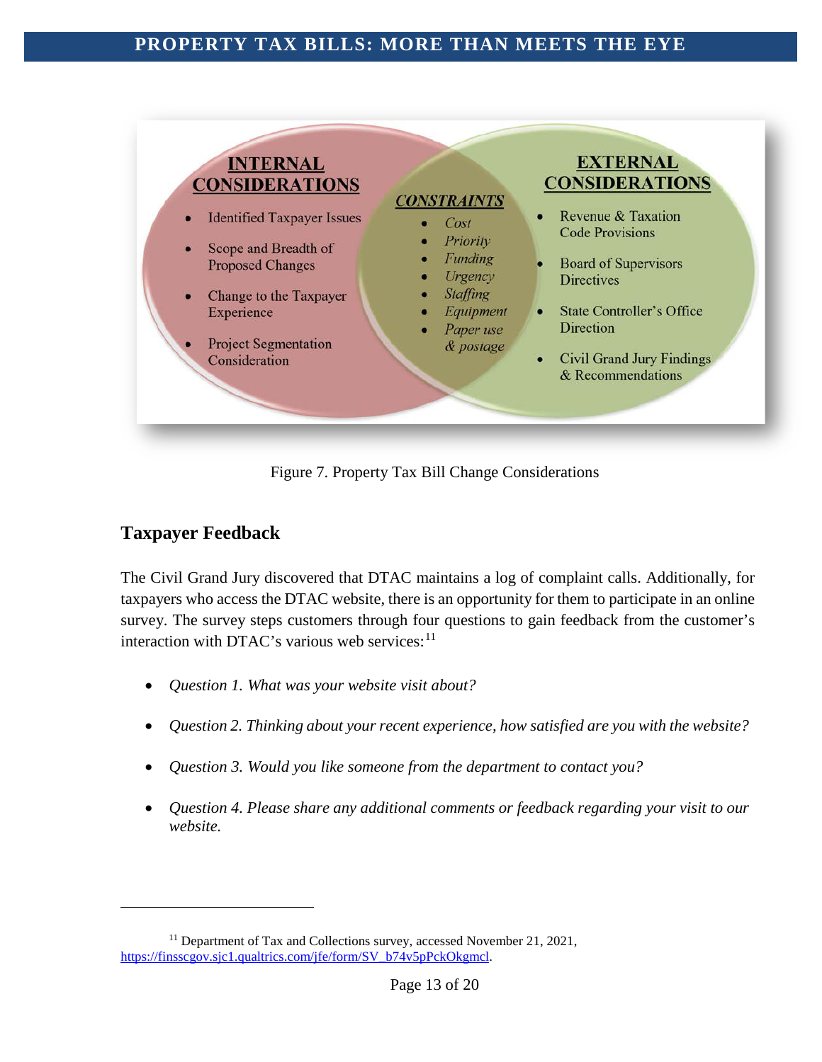**INTERNAL CONSIDERATIONS**

- Identified Taxpayer Issues
- Scope and Breadth of Proposed Changes
- Change to the Taxpayer Experience
- Project Segmentation Consideration

***CONSTRAINTS***

- *Cost*
- *Priority*
- *Funding*
- *Urgency*
- *Staffing*
- *Equipment*
- *Paper use & postage*

**EXTERNAL CONSIDERATIONS**

- Revenue & Taxation Code Provisions
- Board of Supervisors Directives
- State Controller's Office Direction
- Civil Grand Jury Findings & Recommendations

Figure 7. Property Tax Bill Change Considerations

## Taxpayer Feedback

The Civil Grand Jury discovered that DTAC maintains a log of complaint calls. Additionally, for taxpayers who access the DTAC website, there is an opportunity for them to participate in an online survey. The survey steps customers through four questions to gain feedback from the customer's interaction with DTAC's various web services:[11]

- *Question 1. What was your website visit about?*
- *Question 2. Thinking about your recent experience, how satisfied are you with the website?*
- *Question 3. Would you like someone from the department to contact you?*
- *Question 4. Please share any additional comments or feedback regarding your visit to our website.*

---

[11] Department of Tax and Collections survey, accessed November 21, 2021, https://finsscgov.sjc1.qualtrics.com/jfe/form/SV_b74v5pPckOkgmcl.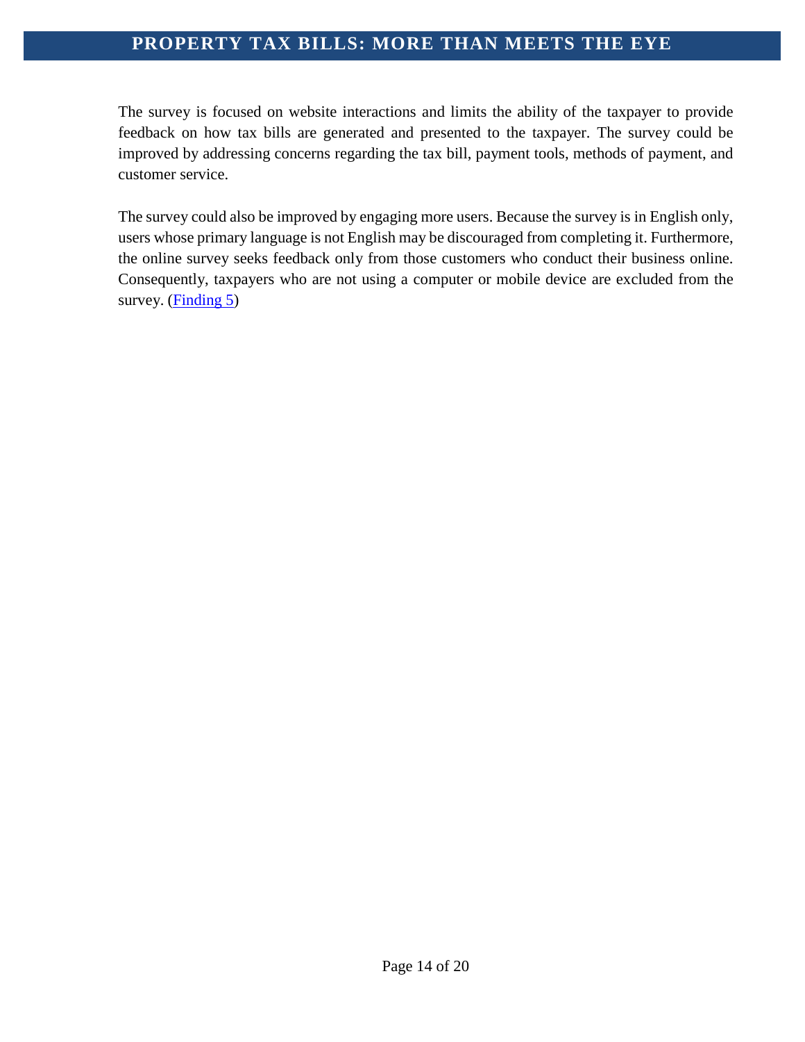The survey is focused on website interactions and limits the ability of the taxpayer to provide feedback on how tax bills are generated and presented to the taxpayer. The survey could be improved by addressing concerns regarding the tax bill, payment tools, methods of payment, and customer service.

The survey could also be improved by engaging more users. Because the survey is in English only, users whose primary language is not English may be discouraged from completing it. Furthermore, the online survey seeks feedback only from those customers who conduct their business online. Consequently, taxpayers who are not using a computer or mobile device are excluded from the survey. (Finding 5)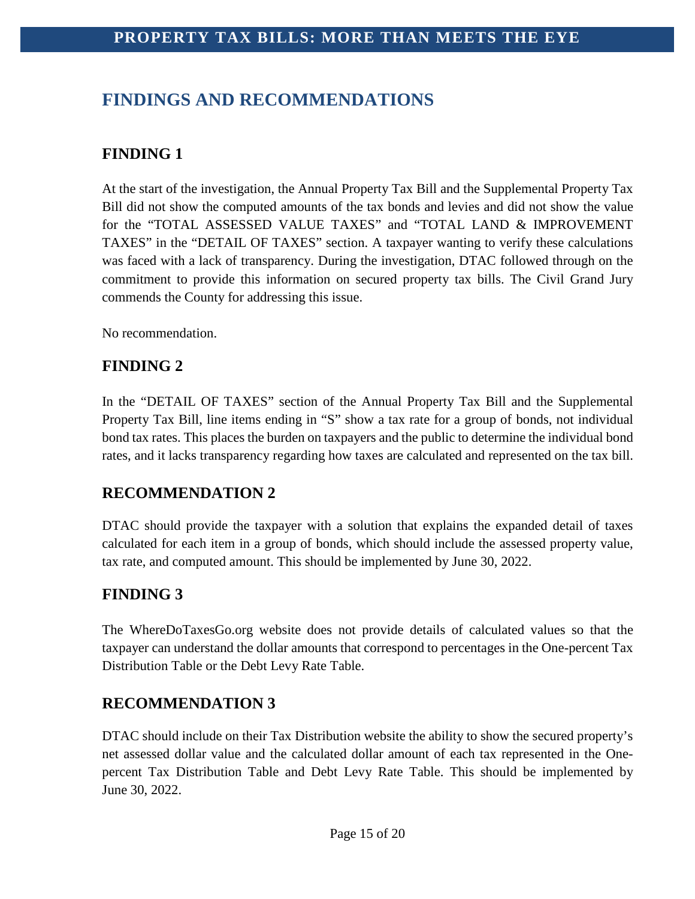# FINDINGS AND RECOMMENDATIONS

## FINDING 1

At the start of the investigation, the Annual Property Tax Bill and the Supplemental Property Tax Bill did not show the computed amounts of the tax bonds and levies and did not show the value for the "TOTAL ASSESSED VALUE TAXES" and "TOTAL LAND & IMPROVEMENT TAXES" in the "DETAIL OF TAXES" section. A taxpayer wanting to verify these calculations was faced with a lack of transparency. During the investigation, DTAC followed through on the commitment to provide this information on secured property tax bills. The Civil Grand Jury commends the County for addressing this issue.

No recommendation.

## FINDING 2

In the "DETAIL OF TAXES" section of the Annual Property Tax Bill and the Supplemental Property Tax Bill, line items ending in "S" show a tax rate for a group of bonds, not individual bond tax rates. This places the burden on taxpayers and the public to determine the individual bond rates, and it lacks transparency regarding how taxes are calculated and represented on the tax bill.

## RECOMMENDATION 2

DTAC should provide the taxpayer with a solution that explains the expanded detail of taxes calculated for each item in a group of bonds, which should include the assessed property value, tax rate, and computed amount. This should be implemented by June 30, 2022.

## FINDING 3

The WhereDoTaxesGo.org website does not provide details of calculated values so that the taxpayer can understand the dollar amounts that correspond to percentages in the One-percent Tax Distribution Table or the Debt Levy Rate Table.

## RECOMMENDATION 3

DTAC should include on their Tax Distribution website the ability to show the secured property's net assessed dollar value and the calculated dollar amount of each tax represented in the One-percent Tax Distribution Table and Debt Levy Rate Table. This should be implemented by June 30, 2022.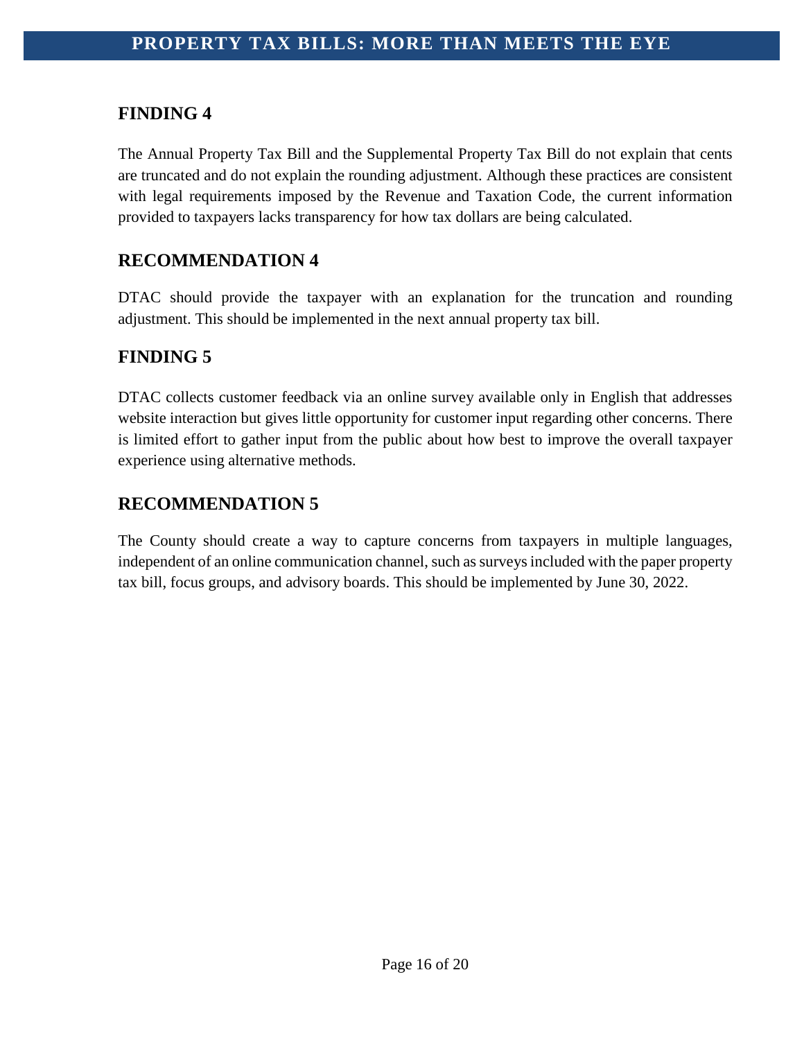## FINDING 4

The Annual Property Tax Bill and the Supplemental Property Tax Bill do not explain that cents are truncated and do not explain the rounding adjustment. Although these practices are consistent with legal requirements imposed by the Revenue and Taxation Code, the current information provided to taxpayers lacks transparency for how tax dollars are being calculated.

## RECOMMENDATION 4

DTAC should provide the taxpayer with an explanation for the truncation and rounding adjustment. This should be implemented in the next annual property tax bill.

## FINDING 5

DTAC collects customer feedback via an online survey available only in English that addresses website interaction but gives little opportunity for customer input regarding other concerns. There is limited effort to gather input from the public about how best to improve the overall taxpayer experience using alternative methods.

## RECOMMENDATION 5

The County should create a way to capture concerns from taxpayers in multiple languages, independent of an online communication channel, such as surveys included with the paper property tax bill, focus groups, and advisory boards. This should be implemented by June 30, 2022.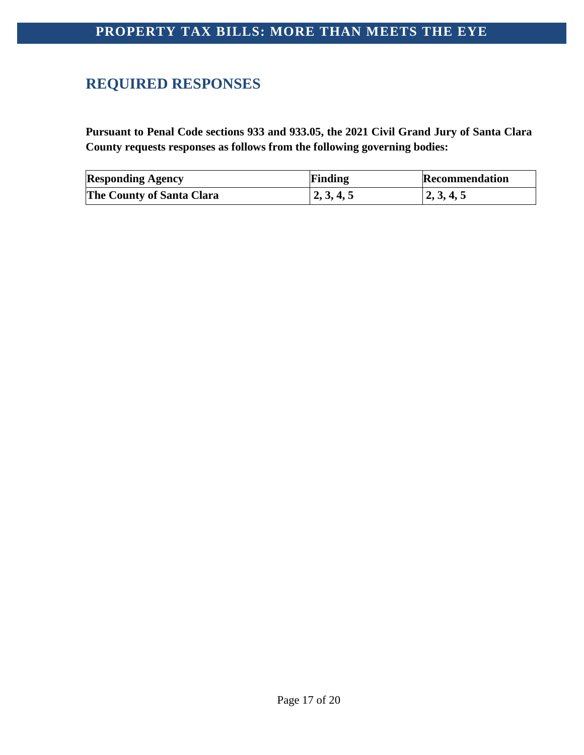## REQUIRED RESPONSES

**Pursuant to Penal Code sections 933 and 933.05, the 2021 Civil Grand Jury of Santa Clara County requests responses as follows from the following governing bodies:**

| Responding Agency | Finding | Recommendation |
|---|---|---|
| The County of Santa Clara | 2, 3, 4, 5 | 2, 3, 4, 5 |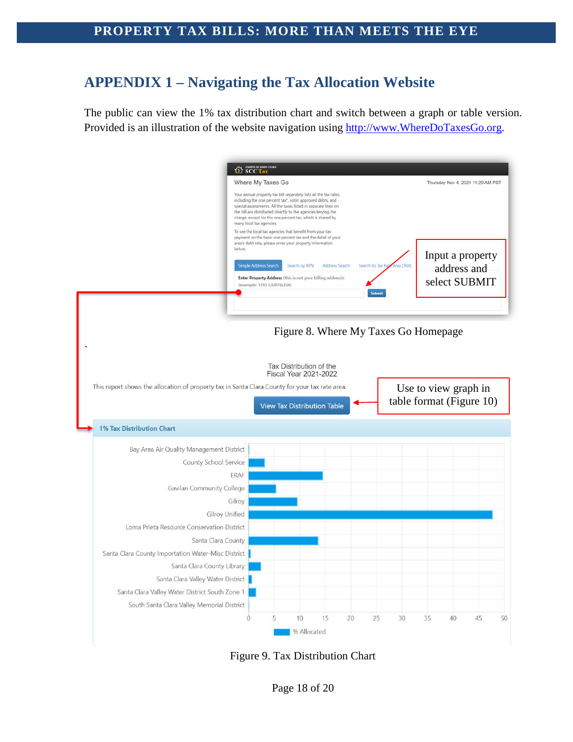## APPENDIX 1 – Navigating the Tax Allocation Website

The public can view the 1% tax distribution chart and switch between a graph or table version. Provided is an illustration of the website navigation using [http://www.WhereDoTaxesGo.org](http://www.WhereDoTaxesGo.org).

Input a property address and select SUBMIT

Figure 8. Where My Taxes Go Homepage

Use to view graph in table format (Figure 10)

Figure 9. Tax Distribution Chart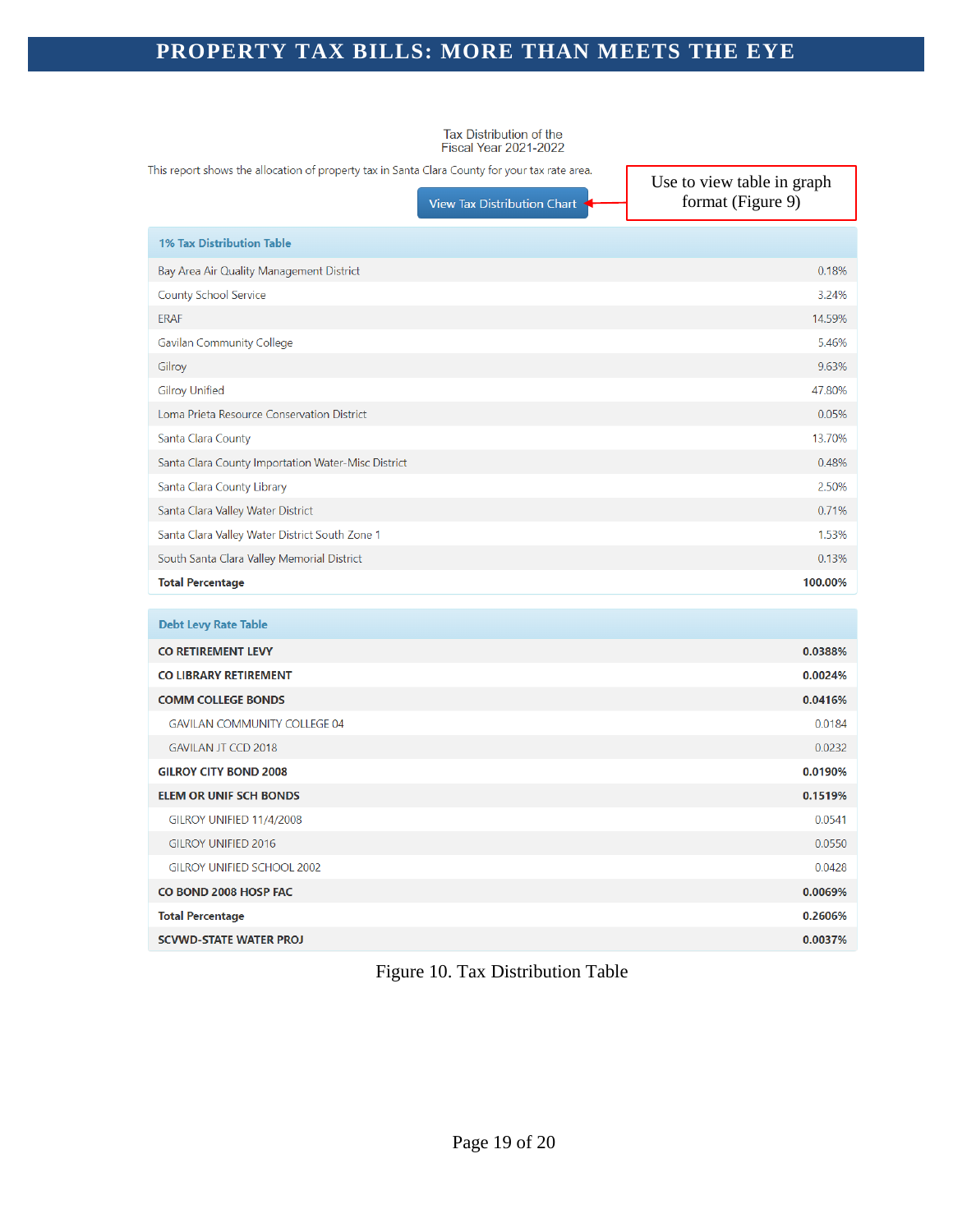Tax Distribution of the
Fiscal Year 2021-2022

This report shows the allocation of property tax in Santa Clara County for your tax rate area.

View Tax Distribution Chart

Use to view table in graph format (Figure 9)

| 1% Tax Distribution Table | |
|---|---|
| Bay Area Air Quality Management District | 0.18% |
| County School Service | 3.24% |
| ERAF | 14.59% |
| Gavilan Community College | 5.46% |
| Gilroy | 9.63% |
| Gilroy Unified | 47.80% |
| Loma Prieta Resource Conservation District | 0.05% |
| Santa Clara County | 13.70% |
| Santa Clara County Importation Water-Misc District | 0.48% |
| Santa Clara County Library | 2.50% |
| Santa Clara Valley Water District | 0.71% |
| Santa Clara Valley Water District South Zone 1 | 1.53% |
| South Santa Clara Valley Memorial District | 0.13% |
| **Total Percentage** | **100.00%** |

| Debt Levy Rate Table | |
|---|---|
| **CO RETIREMENT LEVY** | **0.0388%** |
| **CO LIBRARY RETIREMENT** | **0.0024%** |
| **COMM COLLEGE BONDS** | **0.0416%** |
| GAVILAN COMMUNITY COLLEGE 04 | 0.0184 |
| GAVILAN JT CCD 2018 | 0.0232 |
| **GILROY CITY BOND 2008** | **0.0190%** |
| **ELEM OR UNIF SCH BONDS** | **0.1519%** |
| GILROY UNIFIED 11/4/2008 | 0.0541 |
| GILROY UNIFIED 2016 | 0.0550 |
| GILROY UNIFIED SCHOOL 2002 | 0.0428 |
| **CO BOND 2008 HOSP FAC** | **0.0069%** |
| **Total Percentage** | **0.2606%** |
| **SCVWD-STATE WATER PROJ** | **0.0037%** |

Figure 10. Tax Distribution Table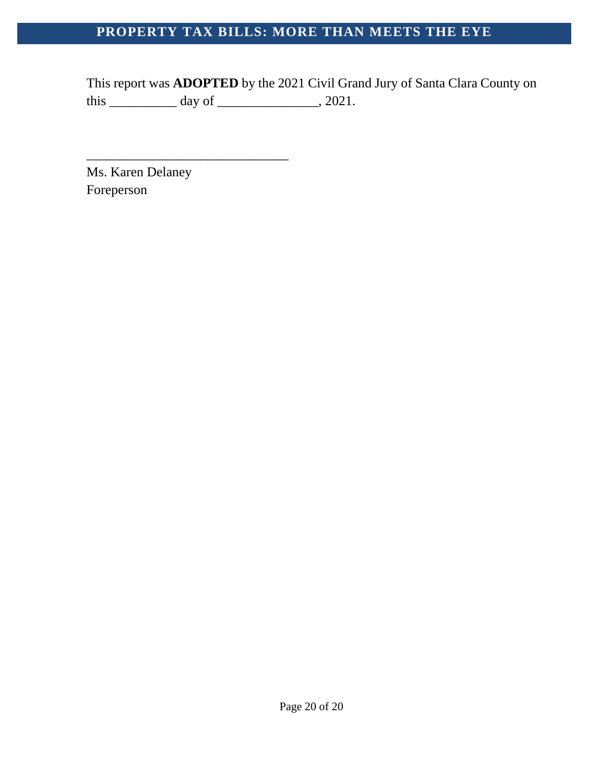This report was **ADOPTED** by the 2021 Civil Grand Jury of Santa Clara County on this __________ day of _______________, 2021.

_______________________________

Ms. Karen Delaney
Foreperson